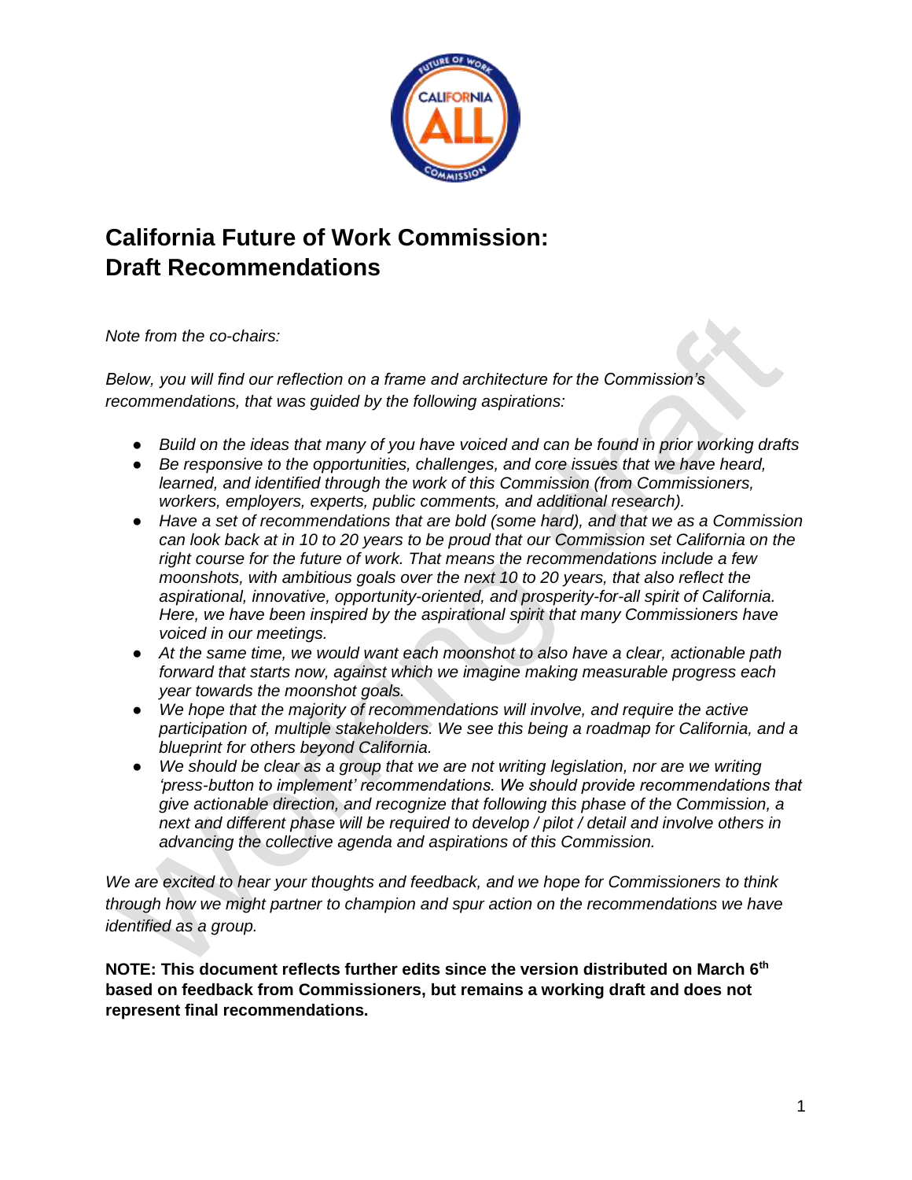# California Future of Work Commission: Draft Recommendations

*Note from the co-chairs:*

*Below, you will find our reflection on a frame and architecture for the Commission's recommendations, that was guided by the following aspirations:*

- *Build on the ideas that many of you have voiced and can be found in prior working drafts*
- *Be responsive to the opportunities, challenges, and core issues that we have heard, learned, and identified through the work of this Commission (from Commissioners, workers, employers, experts, public comments, and additional research).*
- *Have a set of recommendations that are bold (some hard), and that we as a Commission can look back at in 10 to 20 years to be proud that our Commission set California on the right course for the future of work. That means the recommendations include a few moonshots, with ambitious goals over the next 10 to 20 years, that also reflect the aspirational, innovative, opportunity-oriented, and prosperity-for-all spirit of California. Here, we have been inspired by the aspirational spirit that many Commissioners have voiced in our meetings.*
- *At the same time, we would want each moonshot to also have a clear, actionable path forward that starts now, against which we imagine making measurable progress each year towards the moonshot goals.*
- *We hope that the majority of recommendations will involve, and require the active participation of, multiple stakeholders. We see this being a roadmap for California, and a blueprint for others beyond California.*
- *We should be clear as a group that we are not writing legislation, nor are we writing 'press-button to implement' recommendations. We should provide recommendations that give actionable direction, and recognize that following this phase of the Commission, a next and different phase will be required to develop / pilot / detail and involve others in advancing the collective agenda and aspirations of this Commission.*

*We are excited to hear your thoughts and feedback, and we hope for Commissioners to think through how we might partner to champion and spur action on the recommendations we have identified as a group.*

**NOTE: This document reflects further edits since the version distributed on March 6th based on feedback from Commissioners, but remains a working draft and does not represent final recommendations.**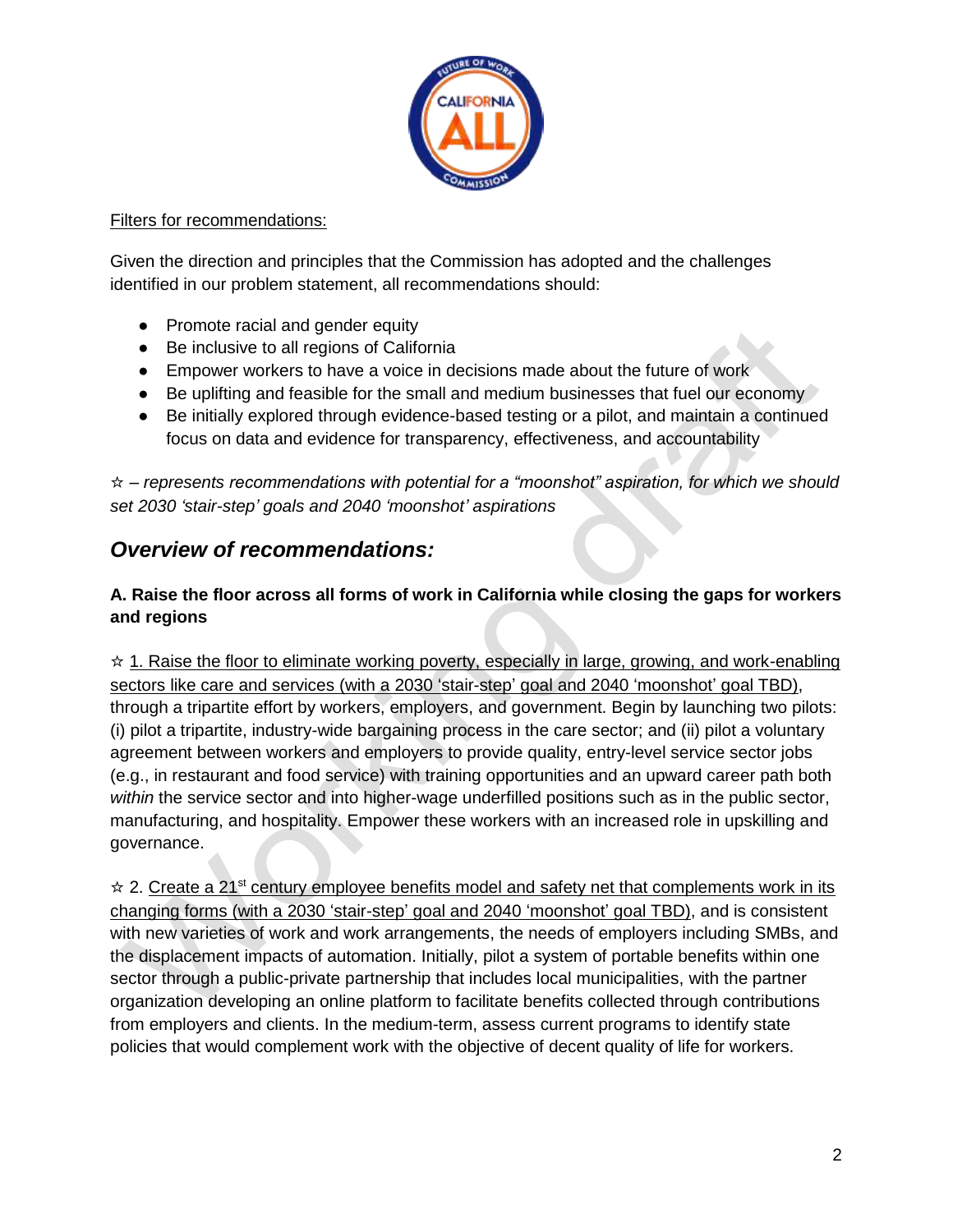Filters for recommendations:

Given the direction and principles that the Commission has adopted and the challenges identified in our problem statement, all recommendations should:

- Promote racial and gender equity
- Be inclusive to all regions of California
- Empower workers to have a voice in decisions made about the future of work
- Be uplifting and feasible for the small and medium businesses that fuel our economy
- Be initially explored through evidence-based testing or a pilot, and maintain a continued focus on data and evidence for transparency, effectiveness, and accountability

☆ *– represents recommendations with potential for a "moonshot" aspiration, for which we should set 2030 'stair-step' goals and 2040 'moonshot' aspirations*

## *Overview of recommendations:*

**A. Raise the floor across all forms of work in California while closing the gaps for workers and regions**

☆ 1. Raise the floor to eliminate working poverty, especially in large, growing, and work-enabling sectors like care and services (with a 2030 'stair-step' goal and 2040 'moonshot' goal TBD), through a tripartite effort by workers, employers, and government. Begin by launching two pilots: (i) pilot a tripartite, industry-wide bargaining process in the care sector; and (ii) pilot a voluntary agreement between workers and employers to provide quality, entry-level service sector jobs (e.g., in restaurant and food service) with training opportunities and an upward career path both *within* the service sector and into higher-wage underfilled positions such as in the public sector, manufacturing, and hospitality. Empower these workers with an increased role in upskilling and governance.

☆ 2. Create a 21st century employee benefits model and safety net that complements work in its changing forms (with a 2030 'stair-step' goal and 2040 'moonshot' goal TBD), and is consistent with new varieties of work and work arrangements, the needs of employers including SMBs, and the displacement impacts of automation. Initially, pilot a system of portable benefits within one sector through a public-private partnership that includes local municipalities, with the partner organization developing an online platform to facilitate benefits collected through contributions from employers and clients. In the medium-term, assess current programs to identify state policies that would complement work with the objective of decent quality of life for workers.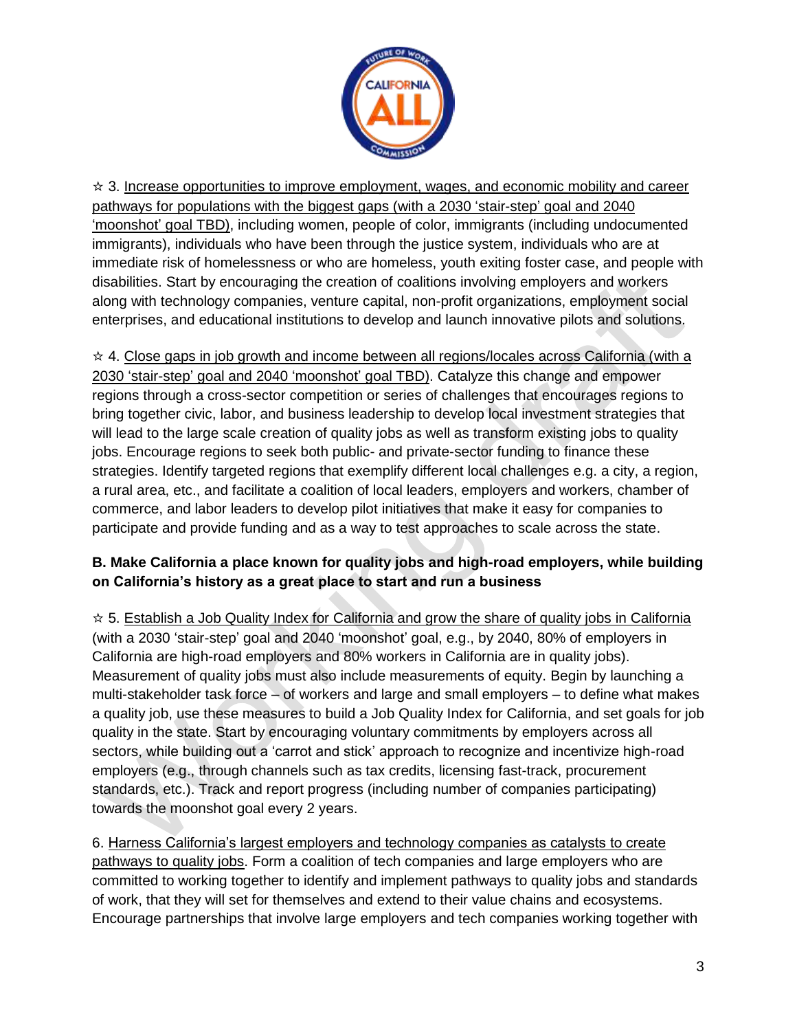☆ 3. Increase opportunities to improve employment, wages, and economic mobility and career pathways for populations with the biggest gaps (with a 2030 'stair-step' goal and 2040 'moonshot' goal TBD), including women, people of color, immigrants (including undocumented immigrants), individuals who have been through the justice system, individuals who are at immediate risk of homelessness or who are homeless, youth exiting foster case, and people with disabilities. Start by encouraging the creation of coalitions involving employers and workers along with technology companies, venture capital, non-profit organizations, employment social enterprises, and educational institutions to develop and launch innovative pilots and solutions.

☆ 4. Close gaps in job growth and income between all regions/locales across California (with a 2030 'stair-step' goal and 2040 'moonshot' goal TBD). Catalyze this change and empower regions through a cross-sector competition or series of challenges that encourages regions to bring together civic, labor, and business leadership to develop local investment strategies that will lead to the large scale creation of quality jobs as well as transform existing jobs to quality jobs. Encourage regions to seek both public- and private-sector funding to finance these strategies. Identify targeted regions that exemplify different local challenges e.g. a city, a region, a rural area, etc., and facilitate a coalition of local leaders, employers and workers, chamber of commerce, and labor leaders to develop pilot initiatives that make it easy for companies to participate and provide funding and as a way to test approaches to scale across the state.

**B. Make California a place known for quality jobs and high-road employers, while building on California's history as a great place to start and run a business**

☆ 5. Establish a Job Quality Index for California and grow the share of quality jobs in California (with a 2030 'stair-step' goal and 2040 'moonshot' goal, e.g., by 2040, 80% of employers in California are high-road employers and 80% workers in California are in quality jobs). Measurement of quality jobs must also include measurements of equity. Begin by launching a multi-stakeholder task force – of workers and large and small employers – to define what makes a quality job, use these measures to build a Job Quality Index for California, and set goals for job quality in the state. Start by encouraging voluntary commitments by employers across all sectors, while building out a 'carrot and stick' approach to recognize and incentivize high-road employers (e.g., through channels such as tax credits, licensing fast-track, procurement standards, etc.). Track and report progress (including number of companies participating) towards the moonshot goal every 2 years.

6. Harness California's largest employers and technology companies as catalysts to create pathways to quality jobs. Form a coalition of tech companies and large employers who are committed to working together to identify and implement pathways to quality jobs and standards of work, that they will set for themselves and extend to their value chains and ecosystems. Encourage partnerships that involve large employers and tech companies working together with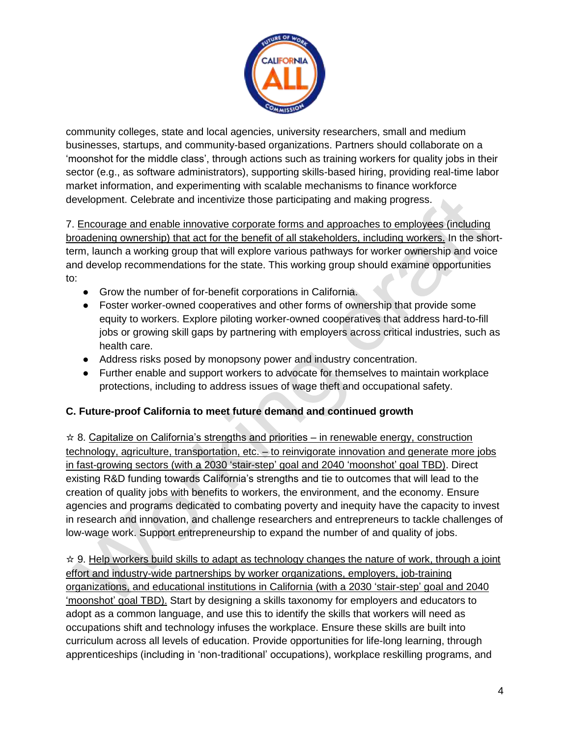community colleges, state and local agencies, university researchers, small and medium businesses, startups, and community-based organizations. Partners should collaborate on a 'moonshot for the middle class', through actions such as training workers for quality jobs in their sector (e.g., as software administrators), supporting skills-based hiring, providing real-time labor market information, and experimenting with scalable mechanisms to finance workforce development. Celebrate and incentivize those participating and making progress.

7. Encourage and enable innovative corporate forms and approaches to employees (including broadening ownership) that act for the benefit of all stakeholders, including workers. In the short-term, launch a working group that will explore various pathways for worker ownership and voice and develop recommendations for the state. This working group should examine opportunities to:

- Grow the number of for-benefit corporations in California.
- Foster worker-owned cooperatives and other forms of ownership that provide some equity to workers. Explore piloting worker-owned cooperatives that address hard-to-fill jobs or growing skill gaps by partnering with employers across critical industries, such as health care.
- Address risks posed by monopsony power and industry concentration.
- Further enable and support workers to advocate for themselves to maintain workplace protections, including to address issues of wage theft and occupational safety.

**C. Future-proof California to meet future demand and continued growth**

☆ 8. Capitalize on California's strengths and priorities – in renewable energy, construction technology, agriculture, transportation, etc. – to reinvigorate innovation and generate more jobs in fast-growing sectors (with a 2030 'stair-step' goal and 2040 'moonshot' goal TBD). Direct existing R&D funding towards California's strengths and tie to outcomes that will lead to the creation of quality jobs with benefits to workers, the environment, and the economy. Ensure agencies and programs dedicated to combating poverty and inequity have the capacity to invest in research and innovation, and challenge researchers and entrepreneurs to tackle challenges of low-wage work. Support entrepreneurship to expand the number of and quality of jobs.

☆ 9. Help workers build skills to adapt as technology changes the nature of work, through a joint effort and industry-wide partnerships by worker organizations, employers, job-training organizations, and educational institutions in California (with a 2030 'stair-step' goal and 2040 'moonshot' goal TBD). Start by designing a skills taxonomy for employers and educators to adopt as a common language, and use this to identify the skills that workers will need as occupations shift and technology infuses the workplace. Ensure these skills are built into curriculum across all levels of education. Provide opportunities for life-long learning, through apprenticeships (including in 'non-traditional' occupations), workplace reskilling programs, and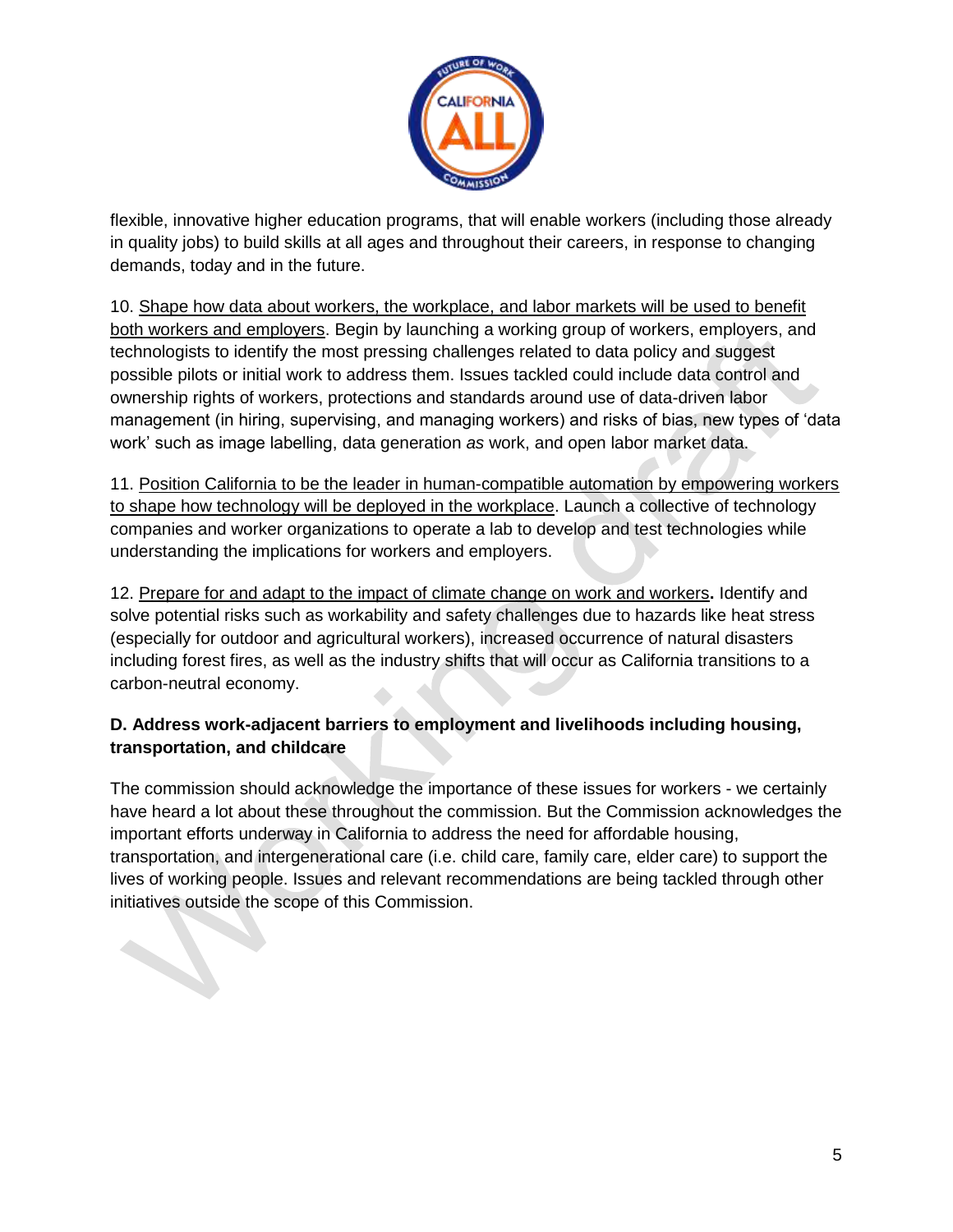flexible, innovative higher education programs, that will enable workers (including those already in quality jobs) to build skills at all ages and throughout their careers, in response to changing demands, today and in the future.

10. <u>Shape how data about workers, the workplace, and labor markets will be used to benefit both workers and employers</u>. Begin by launching a working group of workers, employers, and technologists to identify the most pressing challenges related to data policy and suggest possible pilots or initial work to address them. Issues tackled could include data control and ownership rights of workers, protections and standards around use of data-driven labor management (in hiring, supervising, and managing workers) and risks of bias, new types of 'data work' such as image labelling, data generation *as* work, and open labor market data.

11. <u>Position California to be the leader in human-compatible automation by empowering workers to shape how technology will be deployed in the workplace</u>. Launch a collective of technology companies and worker organizations to operate a lab to develop and test technologies while understanding the implications for workers and employers.

12. <u>Prepare for and adapt to the impact of climate change on work and workers</u>**.** Identify and solve potential risks such as workability and safety challenges due to hazards like heat stress (especially for outdoor and agricultural workers), increased occurrence of natural disasters including forest fires, as well as the industry shifts that will occur as California transitions to a carbon-neutral economy.

**D. Address work-adjacent barriers to employment and livelihoods including housing, transportation, and childcare**

The commission should acknowledge the importance of these issues for workers - we certainly have heard a lot about these throughout the commission. But the Commission acknowledges the important efforts underway in California to address the need for affordable housing, transportation, and intergenerational care (i.e. child care, family care, elder care) to support the lives of working people. Issues and relevant recommendations are being tackled through other initiatives outside the scope of this Commission.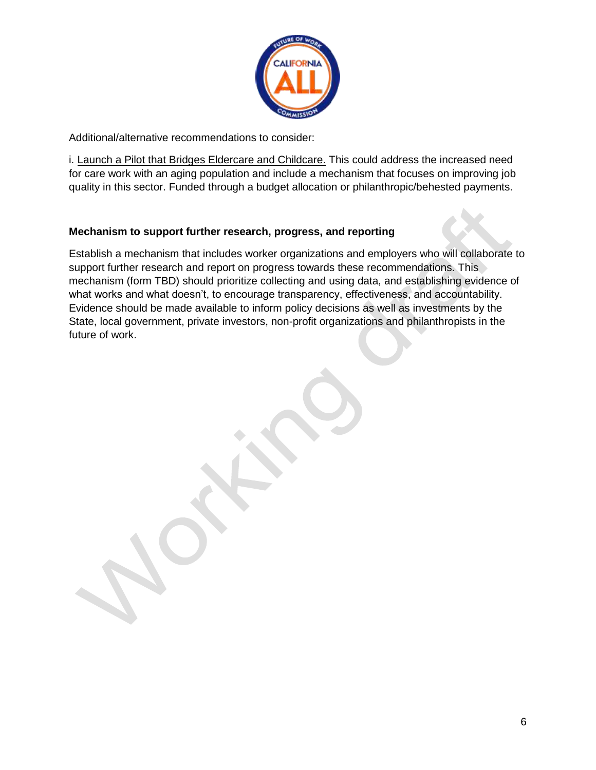Additional/alternative recommendations to consider:

i. Launch a Pilot that Bridges Eldercare and Childcare. This could address the increased need for care work with an aging population and include a mechanism that focuses on improving job quality in this sector. Funded through a budget allocation or philanthropic/behested payments.

**Mechanism to support further research, progress, and reporting**

Establish a mechanism that includes worker organizations and employers who will collaborate to support further research and report on progress towards these recommendations. This mechanism (form TBD) should prioritize collecting and using data, and establishing evidence of what works and what doesn't, to encourage transparency, effectiveness, and accountability. Evidence should be made available to inform policy decisions as well as investments by the State, local government, private investors, non-profit organizations and philanthropists in the future of work.